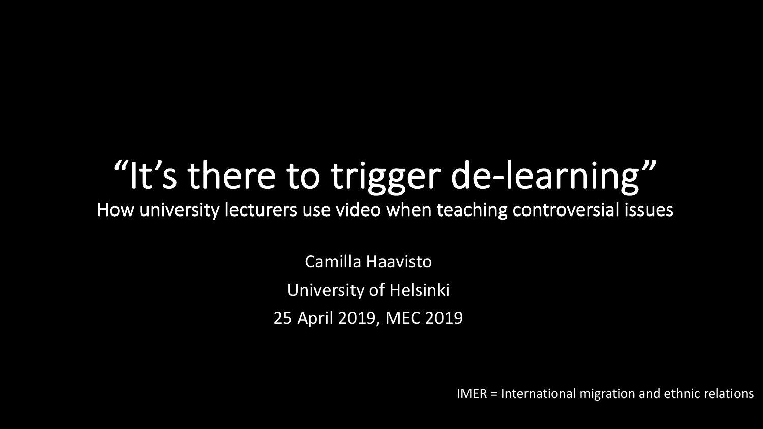# “It’s there to trigger de-learning”

## How university lecturers use video when teaching controversial issues

Camilla Haavisto

University of Helsinki

25 April 2019, MEC 2019

IMER = International migration and ethnic relations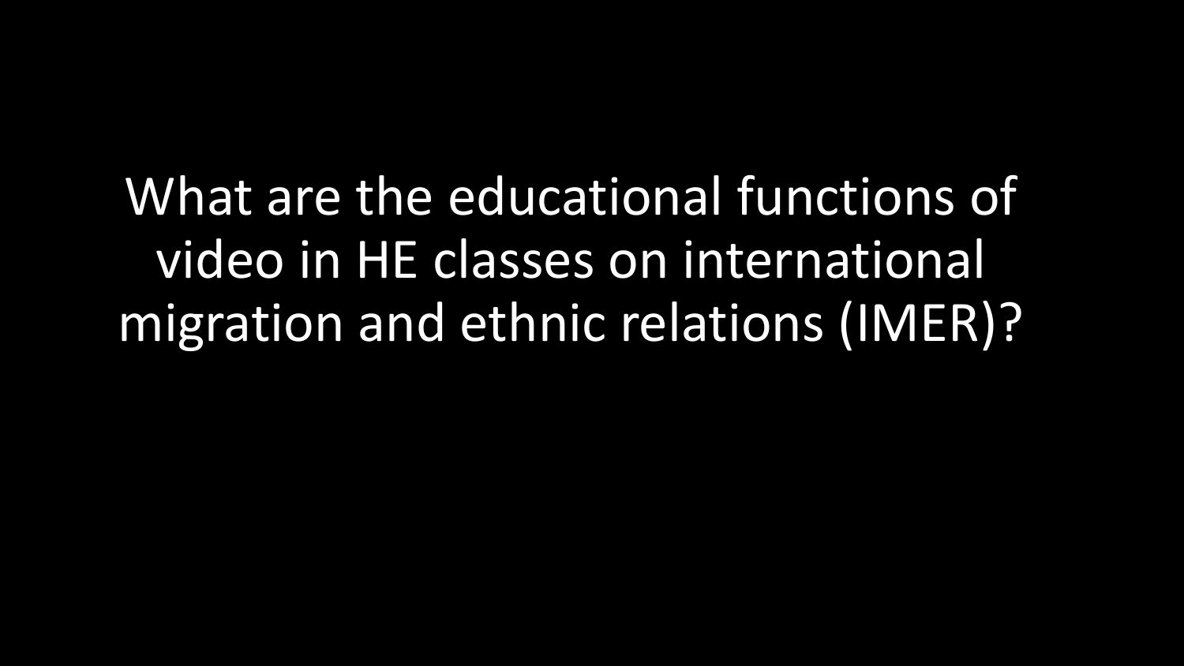What are the educational functions of video in HE classes on international migration and ethnic relations (IMER)?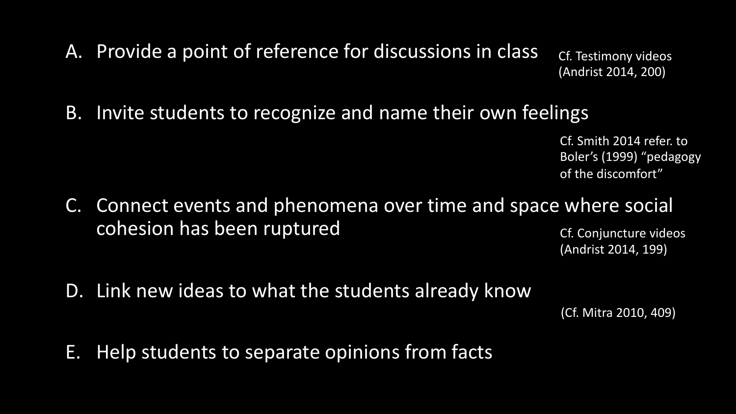A. Provide a point of reference for discussions in class

Cf. Testimony videos (Andrist 2014, 200)

B. Invite students to recognize and name their own feelings

Cf. Smith 2014 refer. to Boler's (1999) "pedagogy of the discomfort"

C. Connect events and phenomena over time and space where social cohesion has been ruptured

Cf. Conjuncture videos (Andrist 2014, 199)

D. Link new ideas to what the students already know

(Cf. Mitra 2010, 409)

E. Help students to separate opinions from facts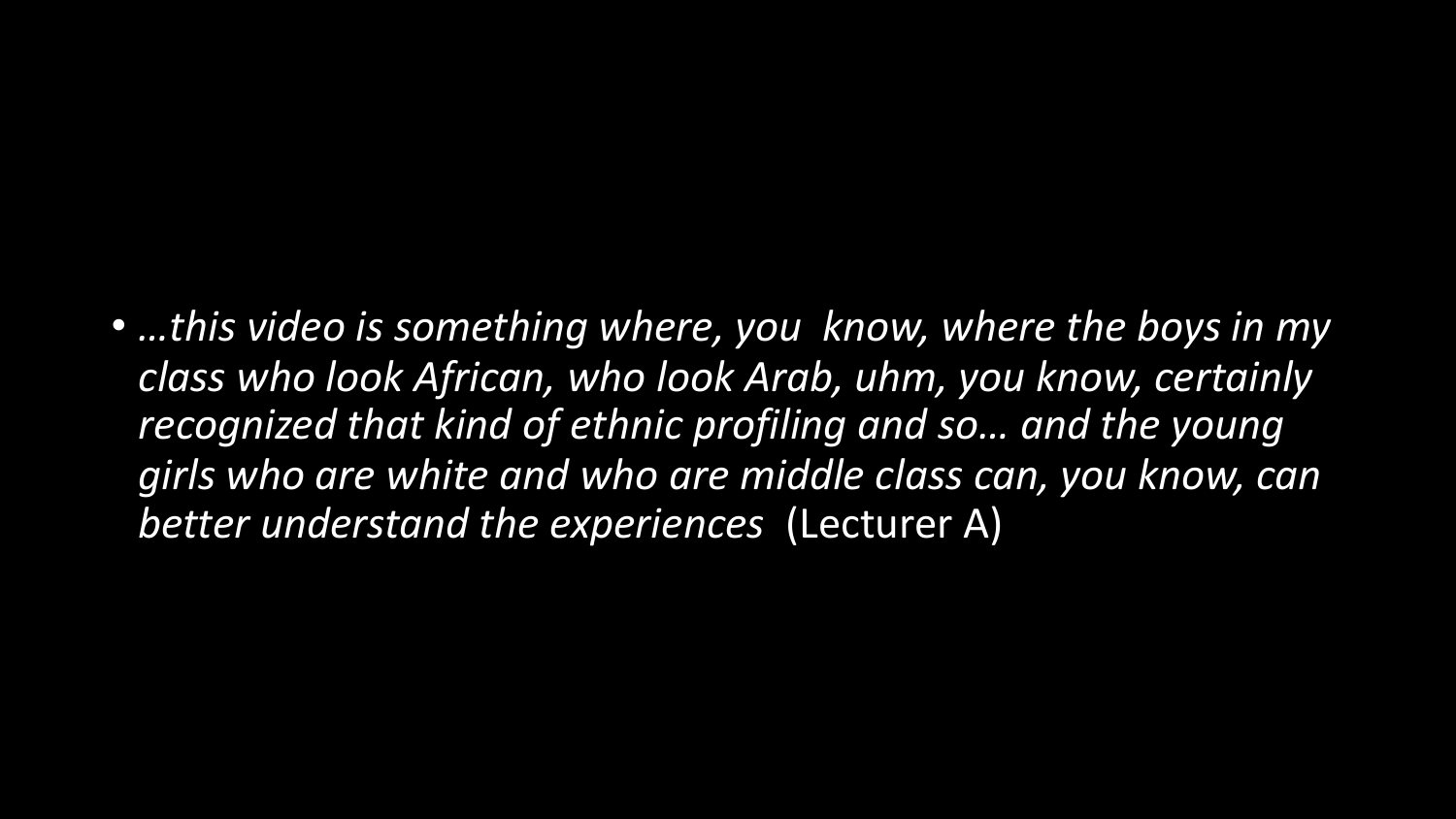- *…this video is something where, you know, where the boys in my class who look African, who look Arab, uhm, you know, certainly recognized that kind of ethnic profiling and so… and the young girls who are white and who are middle class can, you know, can better understand the experiences* (Lecturer A)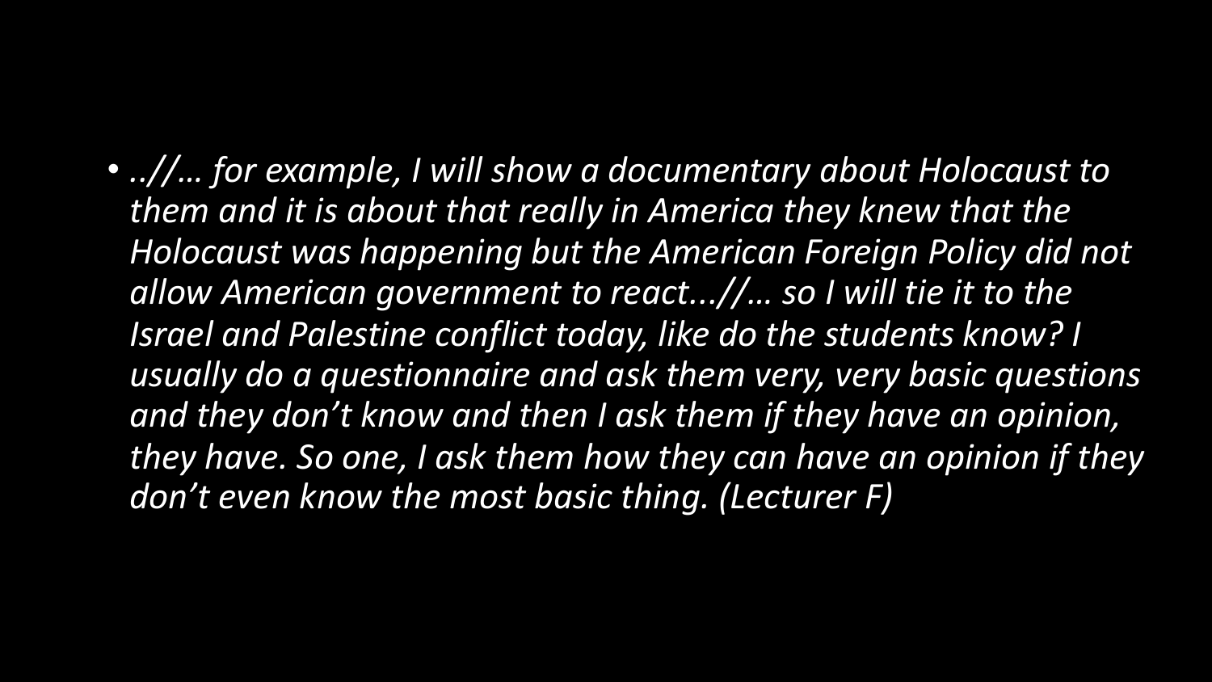- *..//… for example, I will show a documentary about Holocaust to them and it is about that really in America they knew that the Holocaust was happening but the American Foreign Policy did not allow American government to react...//… so I will tie it to the Israel and Palestine conflict today, like do the students know? I usually do a questionnaire and ask them very, very basic questions and they don't know and then I ask them if they have an opinion, they have. So one, I ask them how they can have an opinion if they don't even know the most basic thing. (Lecturer F)*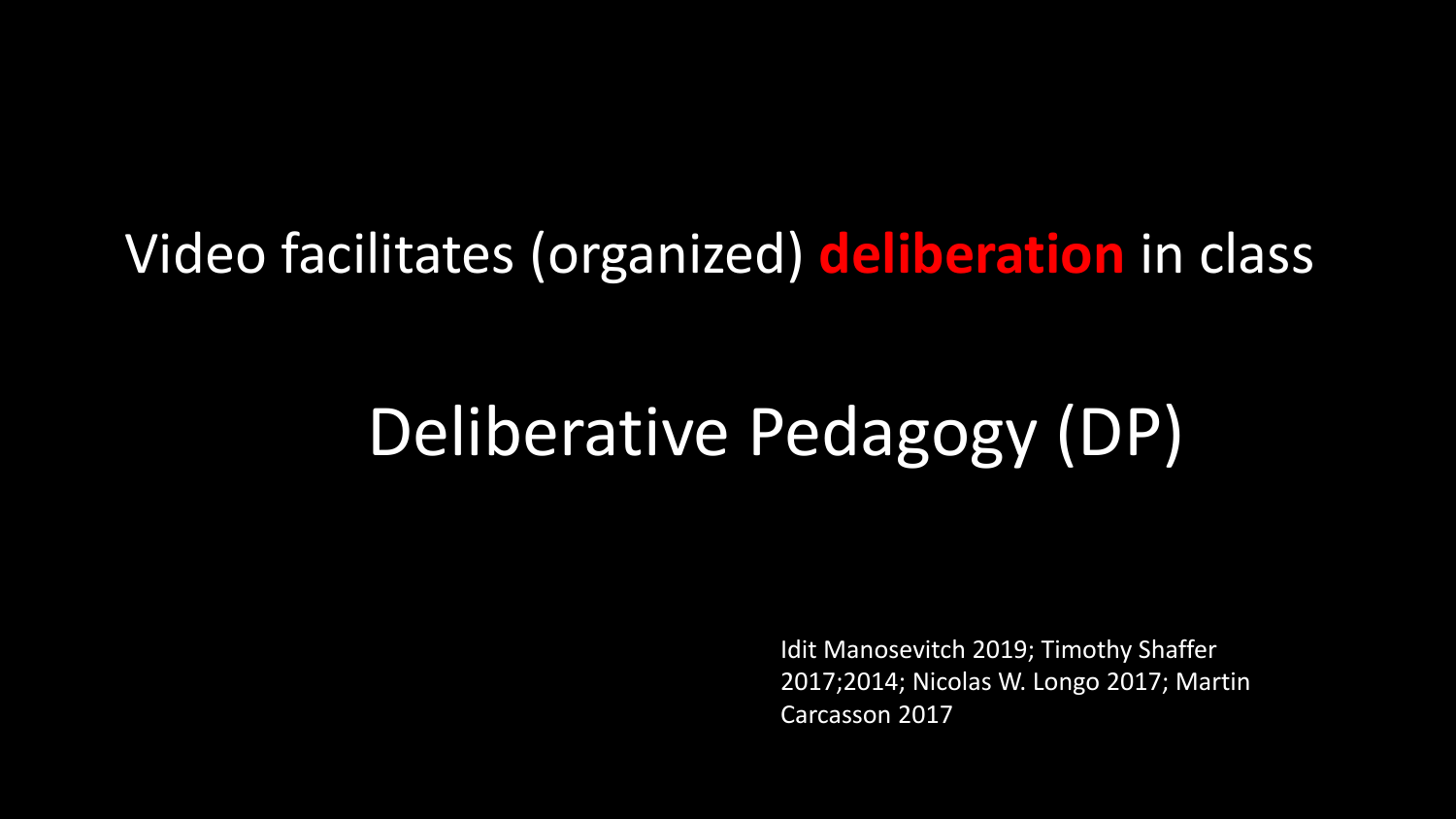Video facilitates (organized) **deliberation** in class

# Deliberative Pedagogy (DP)

Idit Manosevitch 2019; Timothy Shaffer 2017;2014; Nicolas W. Longo 2017; Martin Carcasson 2017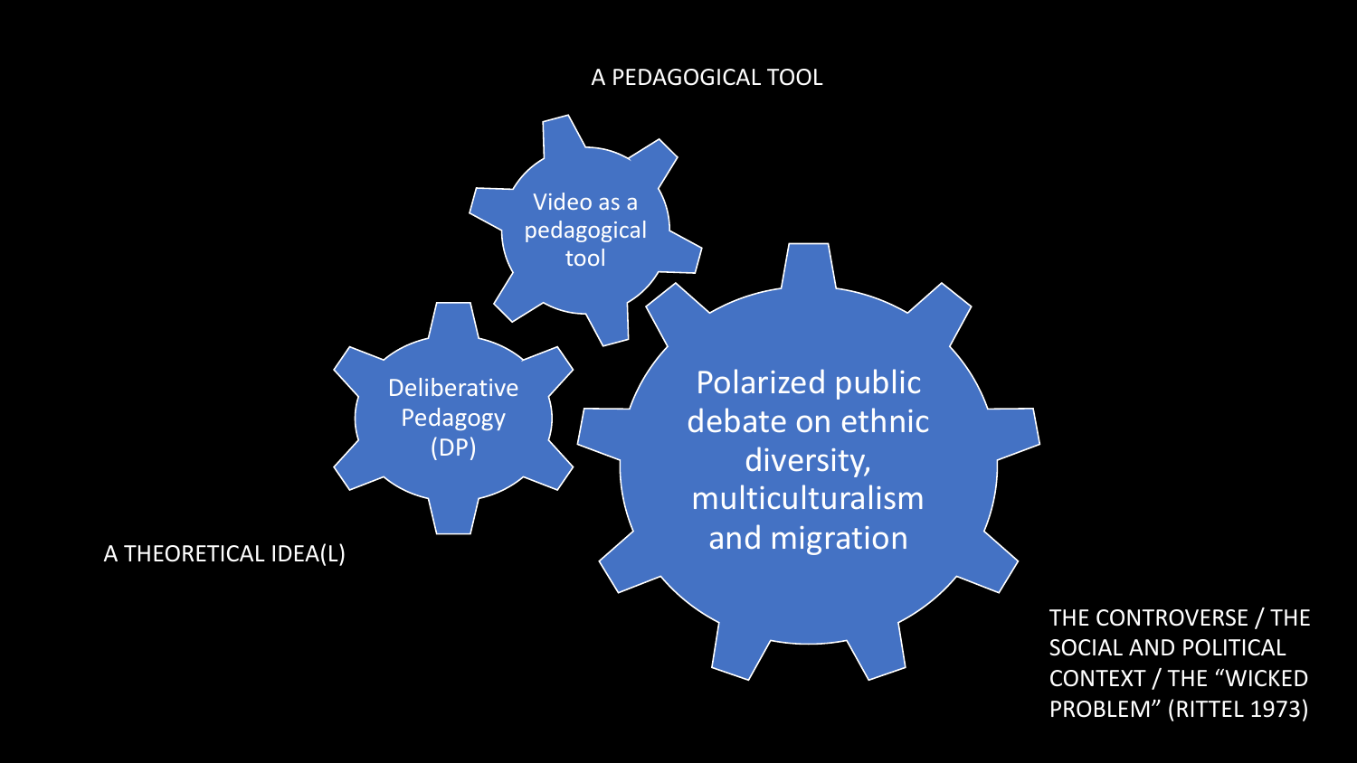A PEDAGOGICAL TOOL

Video as a pedagogical tool

Deliberative Pedagogy (DP)

Polarized public debate on ethnic diversity, multiculturalism and migration

A THEORETICAL IDEA(L)

THE CONTROVERSE / THE SOCIAL AND POLITICAL CONTEXT / THE "WICKED PROBLEM" (RITTEL 1973)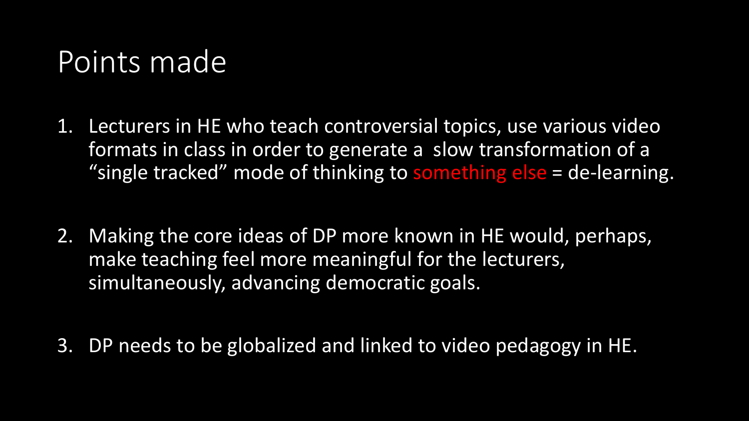# Points made

1. Lecturers in HE who teach controversial topics, use various video formats in class in order to generate a slow transformation of a "single tracked" mode of thinking to something else = de-learning.

2. Making the core ideas of DP more known in HE would, perhaps, make teaching feel more meaningful for the lecturers, simultaneously, advancing democratic goals.

3. DP needs to be globalized and linked to video pedagogy in HE.